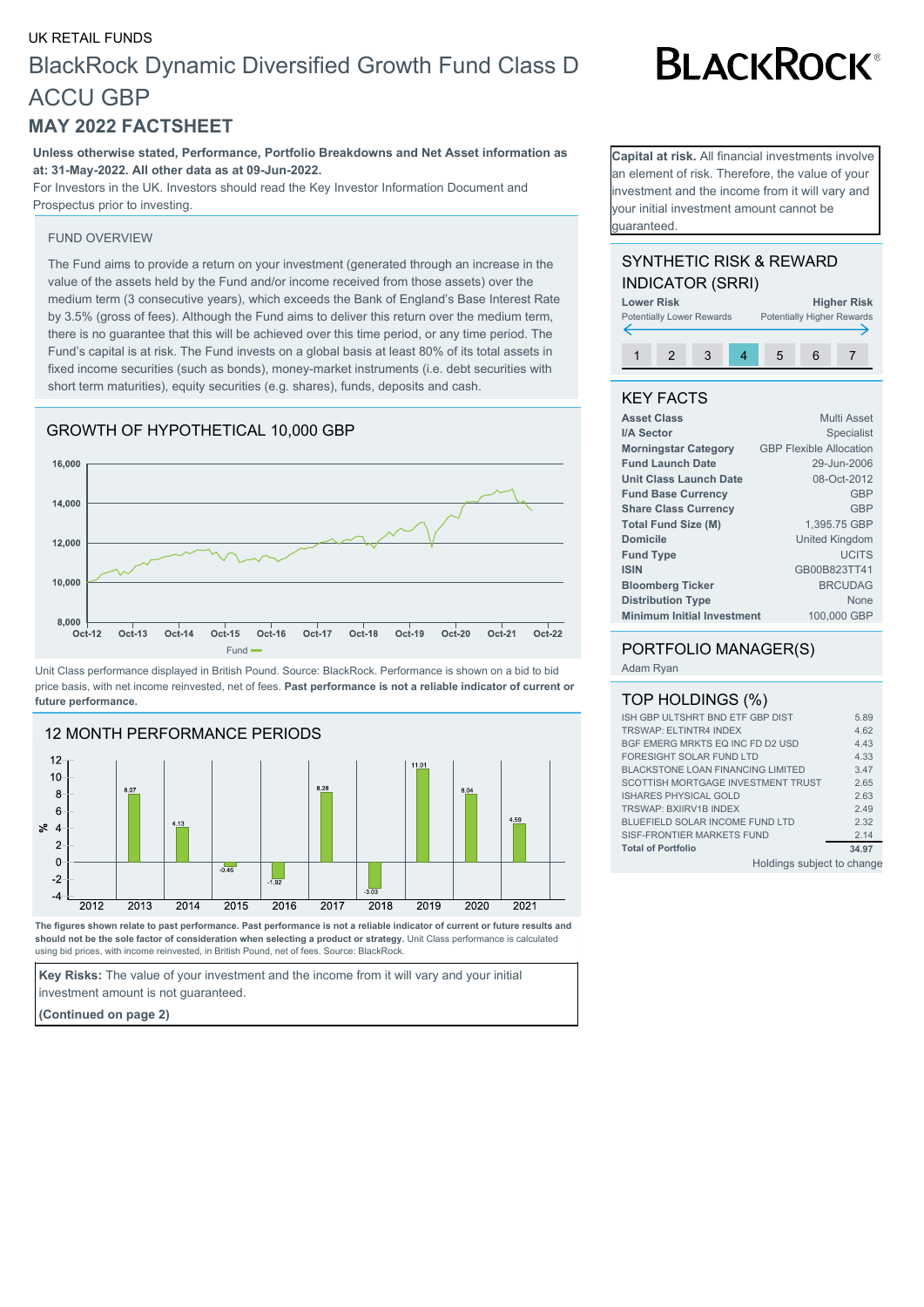UK RETAIL FUNDS

# BlackRock Dynamic Diversified Growth Fund Class D ACCU GBP

## MAY 2022 FACTSHEET

**Unless otherwise stated, Performance, Portfolio Breakdowns and Net Asset information as at: 31-May-2022. All other data as at 09-Jun-2022.**

For Investors in the UK. Investors should read the Key Investor Information Document and Prospectus prior to investing.

**Capital at risk.** All financial investments involve an element of risk. Therefore, the value of your investment and the income from it will vary and your initial investment amount cannot be guaranteed.

### FUND OVERVIEW

The Fund aims to provide a return on your investment (generated through an increase in the value of the assets held by the Fund and/or income received from those assets) over the medium term (3 consecutive years), which exceeds the Bank of England's Base Interest Rate by 3.5% (gross of fees). Although the Fund aims to deliver this return over the medium term, there is no guarantee that this will be achieved over this time period, or any time period. The Fund's capital is at risk. The Fund invests on a global basis at least 80% of its total assets in fixed income securities (such as bonds), money-market instruments (i.e. debt securities with short term maturities), equity securities (e.g. shares), funds, deposits and cash.

### GROWTH OF HYPOTHETICAL 10,000 GBP

Fund

Unit Class performance displayed in British Pound. Source: BlackRock. Performance is shown on a bid to bid price basis, with net income reinvested, net of fees. **Past performance is not a reliable indicator of current or future performance.**

### 12 MONTH PERFORMANCE PERIODS

| Year | 2012 | 2013 | 2014 | 2015 | 2016 | 2017 | 2018 | 2019 | 2020 | 2021 |
|---|---|---|---|---|---|---|---|---|---|---|
| % | | 8.07 | 4.13 | -0.46 | -1.92 | 8.28 | -3.03 | 11.01 | 8.04 | 4.59 |

**The figures shown relate to past performance. Past performance is not a reliable indicator of current or future results and should not be the sole factor of consideration when selecting a product or strategy.** Unit Class performance is calculated using bid prices, with income reinvested, in British Pound, net of fees. Source: BlackRock.

**Key Risks:** The value of your investment and the income from it will vary and your initial investment amount is not guaranteed.

**(Continued on page 2)**

### SYNTHETIC RISK & REWARD INDICATOR (SRRI)

**Lower Risk** Potentially Lower Rewards — **Higher Risk** Potentially Higher Rewards

1 2 3 **4** 5 6 7

### KEY FACTS

| | |
|---|---|
| **Asset Class** | Multi Asset |
| **I/A Sector** | Specialist |
| **Morningstar Category** | GBP Flexible Allocation |
| **Fund Launch Date** | 29-Jun-2006 |
| **Unit Class Launch Date** | 08-Oct-2012 |
| **Fund Base Currency** | GBP |
| **Share Class Currency** | GBP |
| **Total Fund Size (M)** | 1,395.75 GBP |
| **Domicile** | United Kingdom |
| **Fund Type** | UCITS |
| **ISIN** | GB00B823TT41 |
| **Bloomberg Ticker** | BRCUDAG |
| **Distribution Type** | None |
| **Minimum Initial Investment** | 100,000 GBP |

### PORTFOLIO MANAGER(S)

Adam Ryan

### TOP HOLDINGS (%)

| | |
|---|---|
| ISH GBP ULTSHRT BND ETF GBP DIST | 5.89 |
| TRSWAP: ELTINTR4 INDEX | 4.62 |
| BGF EMERG MRKTS EQ INC FD D2 USD | 4.43 |
| FORESIGHT SOLAR FUND LTD | 4.33 |
| BLACKSTONE LOAN FINANCING LIMITED | 3.47 |
| SCOTTISH MORTGAGE INVESTMENT TRUST | 2.65 |
| ISHARES PHYSICAL GOLD | 2.63 |
| TRSWAP: BXIIRV1B INDEX | 2.49 |
| BLUEFIELD SOLAR INCOME FUND LTD | 2.32 |
| SISF-FRONTIER MARKETS FUND | 2.14 |
| **Total of Portfolio** | **34.97** |

Holdings subject to change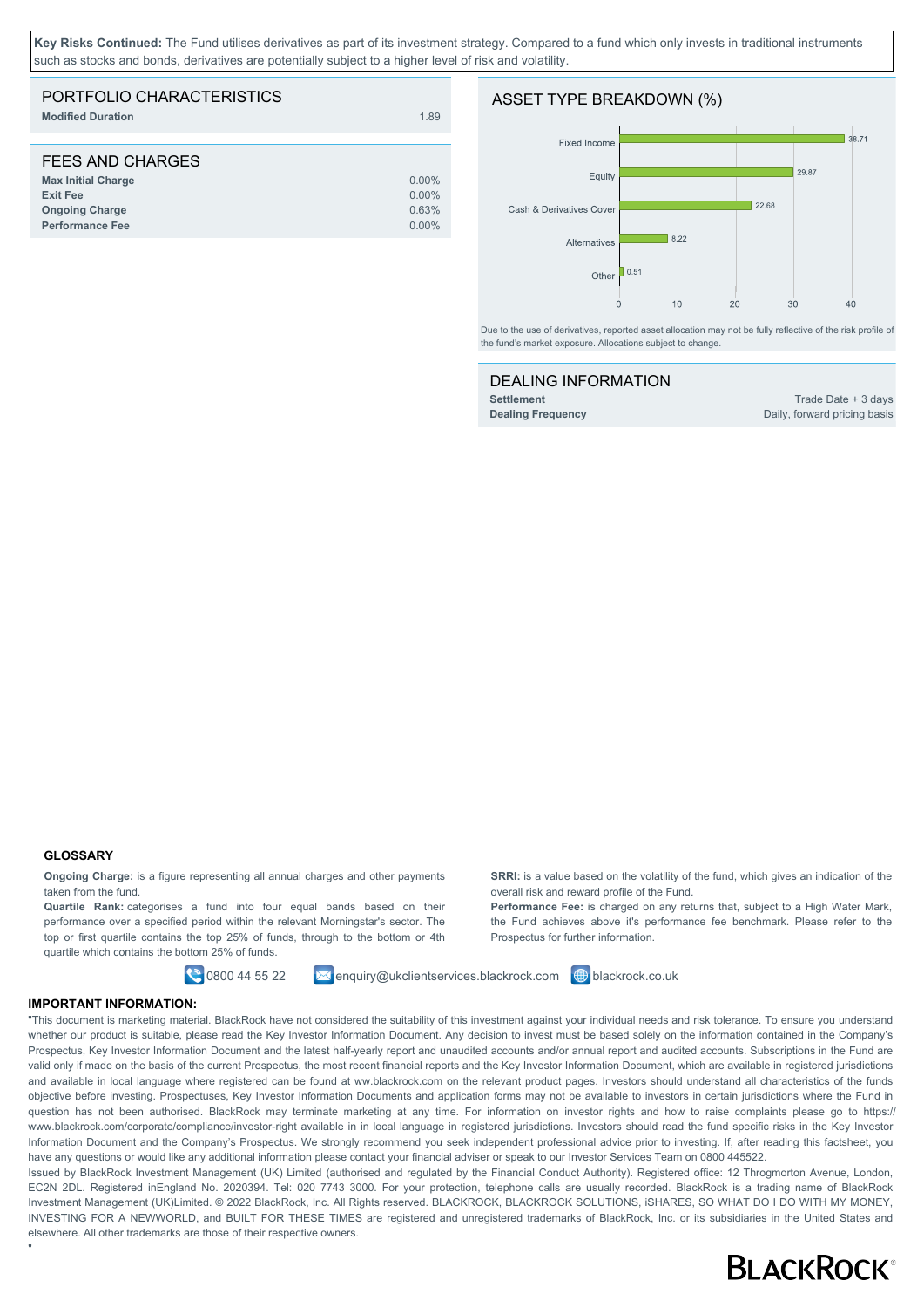**Key Risks Continued:** The Fund utilises derivatives as part of its investment strategy. Compared to a fund which only invests in traditional instruments such as stocks and bonds, derivatives are potentially subject to a higher level of risk and volatility.

## PORTFOLIO CHARACTERISTICS

| | |
|---|---|
| **Modified Duration** | 1.89 |

## FEES AND CHARGES

| | |
|---|---|
| **Max Initial Charge** | 0.00% |
| **Exit Fee** | 0.00% |
| **Ongoing Charge** | 0.63% |
| **Performance Fee** | 0.00% |

## ASSET TYPE BREAKDOWN (%)

| Asset Type | % |
|---|---|
| Fixed Income | 38.71 |
| Equity | 29.87 |
| Cash & Derivatives Cover | 22.68 |
| Alternatives | 8.22 |
| Other | 0.51 |

Due to the use of derivatives, reported asset allocation may not be fully reflective of the risk profile of the fund's market exposure. Allocations subject to change.

## DEALING INFORMATION

| | |
|---|---|
| **Settlement** | Trade Date + 3 days |
| **Dealing Frequency** | Daily, forward pricing basis |

### GLOSSARY

**Ongoing Charge:** is a figure representing all annual charges and other payments taken from the fund.

**Quartile Rank:** categorises a fund into four equal bands based on their performance over a specified period within the relevant Morningstar's sector. The top or first quartile contains the top 25% of funds, through to the bottom or 4th quartile which contains the bottom 25% of funds.

**SRRI:** is a value based on the volatility of the fund, which gives an indication of the overall risk and reward profile of the Fund.

**Performance Fee:** is charged on any returns that, subject to a High Water Mark, the Fund achieves above it's performance fee benchmark. Please refer to the Prospectus for further information.

0800 44 55 22 enquiry@ukclientservices.blackrock.com blackrock.co.uk

### IMPORTANT INFORMATION:

"This document is marketing material. BlackRock have not considered the suitability of this investment against your individual needs and risk tolerance. To ensure you understand whether our product is suitable, please read the Key Investor Information Document. Any decision to invest must be based solely on the information contained in the Company's Prospectus, Key Investor Information Document and the latest half-yearly report and unaudited accounts and/or annual report and audited accounts. Subscriptions in the Fund are valid only if made on the basis of the current Prospectus, the most recent financial reports and the Key Investor Information Document, which are available in registered jurisdictions and available in local language where registered can be found at ww.blackrock.com on the relevant product pages. Investors should understand all characteristics of the funds objective before investing. Prospectuses, Key Investor Information Documents and application forms may not be available to investors in certain jurisdictions where the Fund in question has not been authorised. BlackRock may terminate marketing at any time. For information on investor rights and how to raise complaints please go to https://www.blackrock.com/corporate/compliance/investor-right available in in local language in registered jurisdictions. Investors should read the fund specific risks in the Key Investor Information Document and the Company's Prospectus. We strongly recommend you seek independent professional advice prior to investing. If, after reading this factsheet, you have any questions or would like any additional information please contact your financial adviser or speak to our Investor Services Team on 0800 445522.

Issued by BlackRock Investment Management (UK) Limited (authorised and regulated by the Financial Conduct Authority). Registered office: 12 Throgmorton Avenue, London, EC2N 2DL. Registered inEngland No. 2020394. Tel: 020 7743 3000. For your protection, telephone calls are usually recorded. BlackRock is a trading name of BlackRock Investment Management (UK)Limited. © 2022 BlackRock, Inc. All Rights reserved. BLACKROCK, BLACKROCK SOLUTIONS, iSHARES, SO WHAT DO I DO WITH MY MONEY, INVESTING FOR A NEWWORLD, and BUILT FOR THESE TIMES are registered and unregistered trademarks of BlackRock, Inc. or its subsidiaries in the United States and elsewhere. All other trademarks are those of their respective owners.

"

BLACKROCK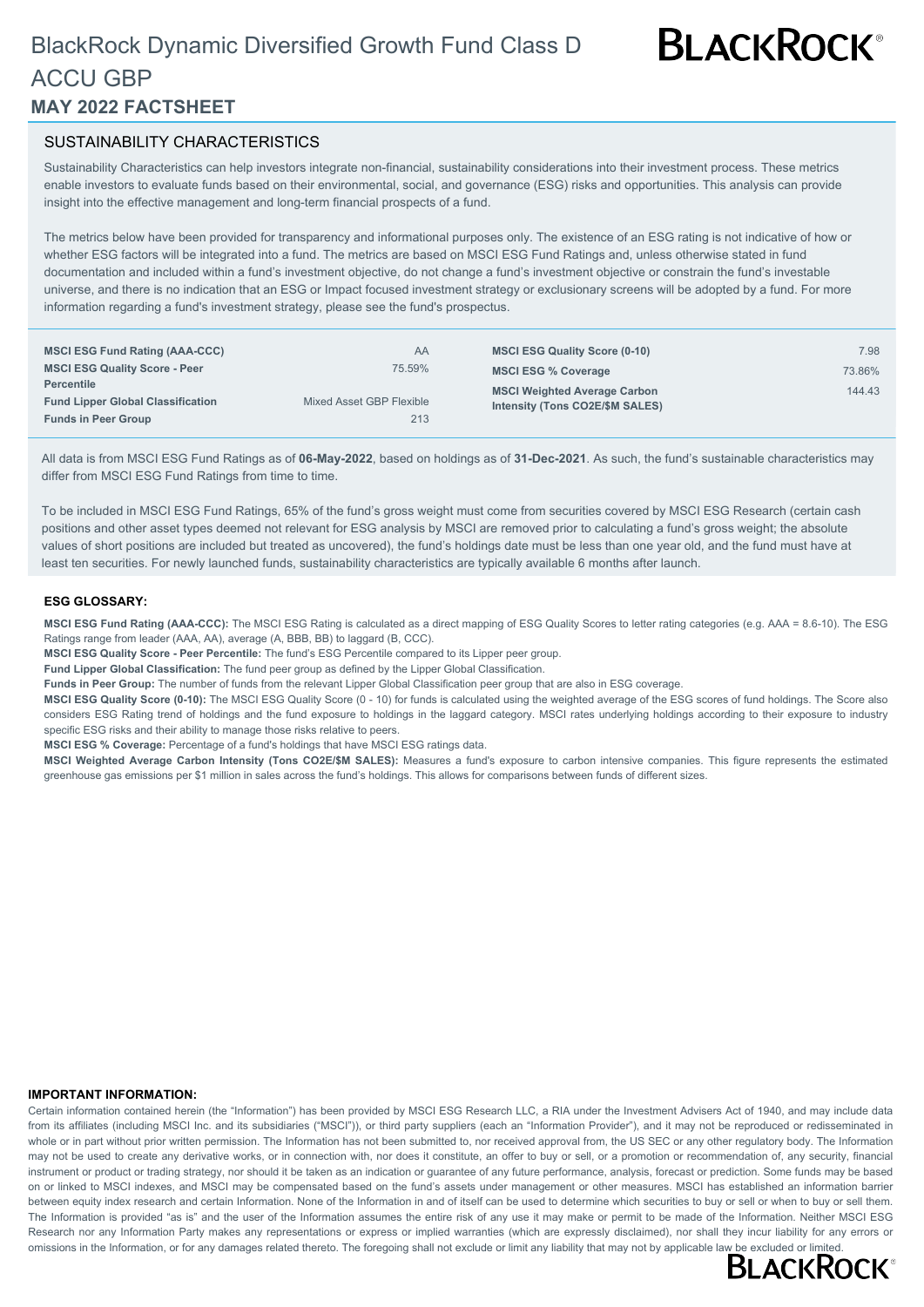# BlackRock Dynamic Diversified Growth Fund Class D ACCU GBP

## MAY 2022 FACTSHEET

### SUSTAINABILITY CHARACTERISTICS

Sustainability Characteristics can help investors integrate non-financial, sustainability considerations into their investment process. These metrics enable investors to evaluate funds based on their environmental, social, and governance (ESG) risks and opportunities. This analysis can provide insight into the effective management and long-term financial prospects of a fund.

The metrics below have been provided for transparency and informational purposes only. The existence of an ESG rating is not indicative of how or whether ESG factors will be integrated into a fund. The metrics are based on MSCI ESG Fund Ratings and, unless otherwise stated in fund documentation and included within a fund's investment objective, do not change a fund's investment objective or constrain the fund's investable universe, and there is no indication that an ESG or Impact focused investment strategy or exclusionary screens will be adopted by a fund. For more information regarding a fund's investment strategy, please see the fund's prospectus.

| | | | |
|---|---|---|---|
| **MSCI ESG Fund Rating (AAA-CCC)** | AA | **MSCI ESG Quality Score (0-10)** | 7.98 |
| **MSCI ESG Quality Score - Peer Percentile** | 75.59% | **MSCI ESG % Coverage** | 73.86% |
| **Fund Lipper Global Classification** | Mixed Asset GBP Flexible | **MSCI Weighted Average Carbon Intensity (Tons CO2E/$M SALES)** | 144.43 |
| **Funds in Peer Group** | 213 | | |

All data is from MSCI ESG Fund Ratings as of **06-May-2022**, based on holdings as of **31-Dec-2021**. As such, the fund's sustainable characteristics may differ from MSCI ESG Fund Ratings from time to time.

To be included in MSCI ESG Fund Ratings, 65% of the fund's gross weight must come from securities covered by MSCI ESG Research (certain cash positions and other asset types deemed not relevant for ESG analysis by MSCI are removed prior to calculating a fund's gross weight; the absolute values of short positions are included but treated as uncovered), the fund's holdings date must be less than one year old, and the fund must have at least ten securities. For newly launched funds, sustainability characteristics are typically available 6 months after launch.

#### ESG GLOSSARY:

**MSCI ESG Fund Rating (AAA-CCC):** The MSCI ESG Rating is calculated as a direct mapping of ESG Quality Scores to letter rating categories (e.g. AAA = 8.6-10). The ESG Ratings range from leader (AAA, AA), average (A, BBB, BB) to laggard (B, CCC).

**MSCI ESG Quality Score - Peer Percentile:** The fund's ESG Percentile compared to its Lipper peer group.

**Fund Lipper Global Classification:** The fund peer group as defined by the Lipper Global Classification.

**Funds in Peer Group:** The number of funds from the relevant Lipper Global Classification peer group that are also in ESG coverage.

**MSCI ESG Quality Score (0-10):** The MSCI ESG Quality Score (0 - 10) for funds is calculated using the weighted average of the ESG scores of fund holdings. The Score also considers ESG Rating trend of holdings and the fund exposure to holdings in the laggard category. MSCI rates underlying holdings according to their exposure to industry specific ESG risks and their ability to manage those risks relative to peers.

**MSCI ESG % Coverage:** Percentage of a fund's holdings that have MSCI ESG ratings data.

**MSCI Weighted Average Carbon Intensity (Tons CO2E/$M SALES):** Measures a fund's exposure to carbon intensive companies. This figure represents the estimated greenhouse gas emissions per $1 million in sales across the fund's holdings. This allows for comparisons between funds of different sizes.

#### IMPORTANT INFORMATION:

Certain information contained herein (the "Information") has been provided by MSCI ESG Research LLC, a RIA under the Investment Advisers Act of 1940, and may include data from its affiliates (including MSCI Inc. and its subsidiaries ("MSCI")), or third party suppliers (each an "Information Provider"), and it may not be reproduced or redisseminated in whole or in part without prior written permission. The Information has not been submitted to, nor received approval from, the US SEC or any other regulatory body. The Information may not be used to create any derivative works, or in connection with, nor does it constitute, an offer to buy or sell, or a promotion or recommendation of, any security, financial instrument or product or trading strategy, nor should it be taken as an indication or guarantee of any future performance, analysis, forecast or prediction. Some funds may be based on or linked to MSCI indexes, and MSCI may be compensated based on the fund's assets under management or other measures. MSCI has established an information barrier between equity index research and certain Information. None of the Information in and of itself can be used to determine which securities to buy or sell or when to buy or sell them. The Information is provided "as is" and the user of the Information assumes the entire risk of any use it may make or permit to be made of the Information. Neither MSCI ESG Research nor any Information Party makes any representations or express or implied warranties (which are expressly disclaimed), nor shall they incur liability for any errors or omissions in the Information, or for any damages related thereto. The foregoing shall not exclude or limit any liability that may not by applicable law be excluded or limited.